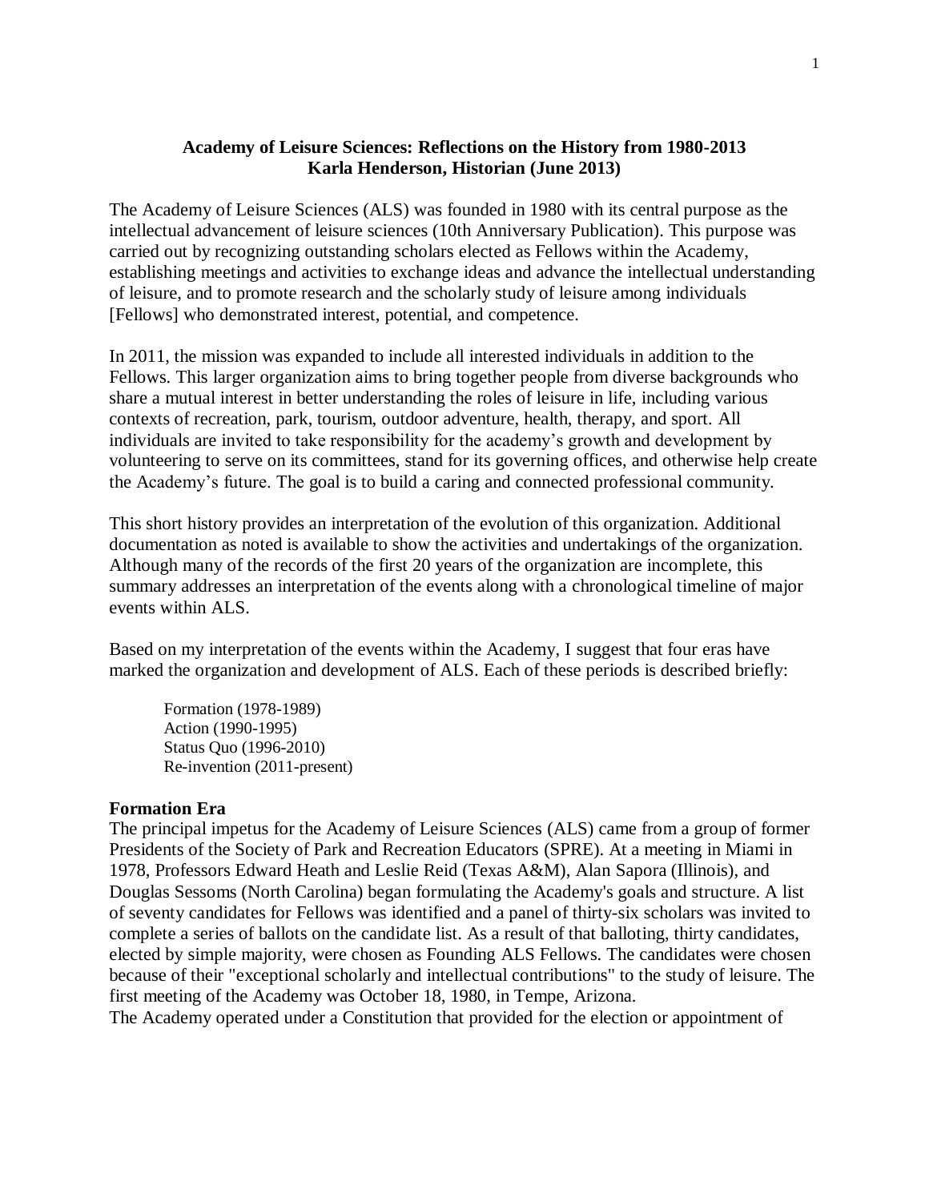# Academy of Leisure Sciences: Reflections on the History from 1980-2013
**Karla Henderson, Historian (June 2013)**

The Academy of Leisure Sciences (ALS) was founded in 1980 with its central purpose as the intellectual advancement of leisure sciences (10th Anniversary Publication). This purpose was carried out by recognizing outstanding scholars elected as Fellows within the Academy, establishing meetings and activities to exchange ideas and advance the intellectual understanding of leisure, and to promote research and the scholarly study of leisure among individuals [Fellows] who demonstrated interest, potential, and competence.

In 2011, the mission was expanded to include all interested individuals in addition to the Fellows. This larger organization aims to bring together people from diverse backgrounds who share a mutual interest in better understanding the roles of leisure in life, including various contexts of recreation, park, tourism, outdoor adventure, health, therapy, and sport. All individuals are invited to take responsibility for the academy's growth and development by volunteering to serve on its committees, stand for its governing offices, and otherwise help create the Academy's future. The goal is to build a caring and connected professional community.

This short history provides an interpretation of the evolution of this organization. Additional documentation as noted is available to show the activities and undertakings of the organization. Although many of the records of the first 20 years of the organization are incomplete, this summary addresses an interpretation of the events along with a chronological timeline of major events within ALS.

Based on my interpretation of the events within the Academy, I suggest that four eras have marked the organization and development of ALS. Each of these periods is described briefly:

- Formation (1978-1989)
- Action (1990-1995)
- Status Quo (1996-2010)
- Re-invention (2011-present)

## Formation Era

The principal impetus for the Academy of Leisure Sciences (ALS) came from a group of former Presidents of the Society of Park and Recreation Educators (SPRE). At a meeting in Miami in 1978, Professors Edward Heath and Leslie Reid (Texas A&M), Alan Sapora (Illinois), and Douglas Sessoms (North Carolina) began formulating the Academy's goals and structure. A list of seventy candidates for Fellows was identified and a panel of thirty-six scholars was invited to complete a series of ballots on the candidate list. As a result of that balloting, thirty candidates, elected by simple majority, were chosen as Founding ALS Fellows. The candidates were chosen because of their "exceptional scholarly and intellectual contributions" to the study of leisure. The first meeting of the Academy was October 18, 1980, in Tempe, Arizona.

The Academy operated under a Constitution that provided for the election or appointment of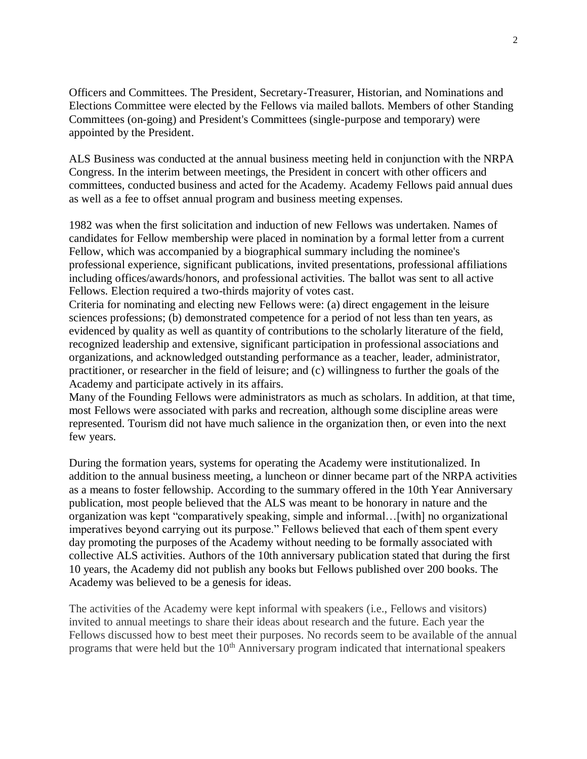Officers and Committees. The President, Secretary-Treasurer, Historian, and Nominations and Elections Committee were elected by the Fellows via mailed ballots. Members of other Standing Committees (on-going) and President's Committees (single-purpose and temporary) were appointed by the President.

ALS Business was conducted at the annual business meeting held in conjunction with the NRPA Congress. In the interim between meetings, the President in concert with other officers and committees, conducted business and acted for the Academy. Academy Fellows paid annual dues as well as a fee to offset annual program and business meeting expenses.

1982 was when the first solicitation and induction of new Fellows was undertaken. Names of candidates for Fellow membership were placed in nomination by a formal letter from a current Fellow, which was accompanied by a biographical summary including the nominee's professional experience, significant publications, invited presentations, professional affiliations including offices/awards/honors, and professional activities. The ballot was sent to all active Fellows. Election required a two-thirds majority of votes cast.

Criteria for nominating and electing new Fellows were: (a) direct engagement in the leisure sciences professions; (b) demonstrated competence for a period of not less than ten years, as evidenced by quality as well as quantity of contributions to the scholarly literature of the field, recognized leadership and extensive, significant participation in professional associations and organizations, and acknowledged outstanding performance as a teacher, leader, administrator, practitioner, or researcher in the field of leisure; and (c) willingness to further the goals of the Academy and participate actively in its affairs.

Many of the Founding Fellows were administrators as much as scholars. In addition, at that time, most Fellows were associated with parks and recreation, although some discipline areas were represented. Tourism did not have much salience in the organization then, or even into the next few years.

During the formation years, systems for operating the Academy were institutionalized. In addition to the annual business meeting, a luncheon or dinner became part of the NRPA activities as a means to foster fellowship. According to the summary offered in the 10th Year Anniversary publication, most people believed that the ALS was meant to be honorary in nature and the organization was kept "comparatively speaking, simple and informal…[with] no organizational imperatives beyond carrying out its purpose." Fellows believed that each of them spent every day promoting the purposes of the Academy without needing to be formally associated with collective ALS activities. Authors of the 10th anniversary publication stated that during the first 10 years, the Academy did not publish any books but Fellows published over 200 books. The Academy was believed to be a genesis for ideas.

The activities of the Academy were kept informal with speakers (i.e., Fellows and visitors) invited to annual meetings to share their ideas about research and the future. Each year the Fellows discussed how to best meet their purposes. No records seem to be available of the annual programs that were held but the 10th Anniversary program indicated that international speakers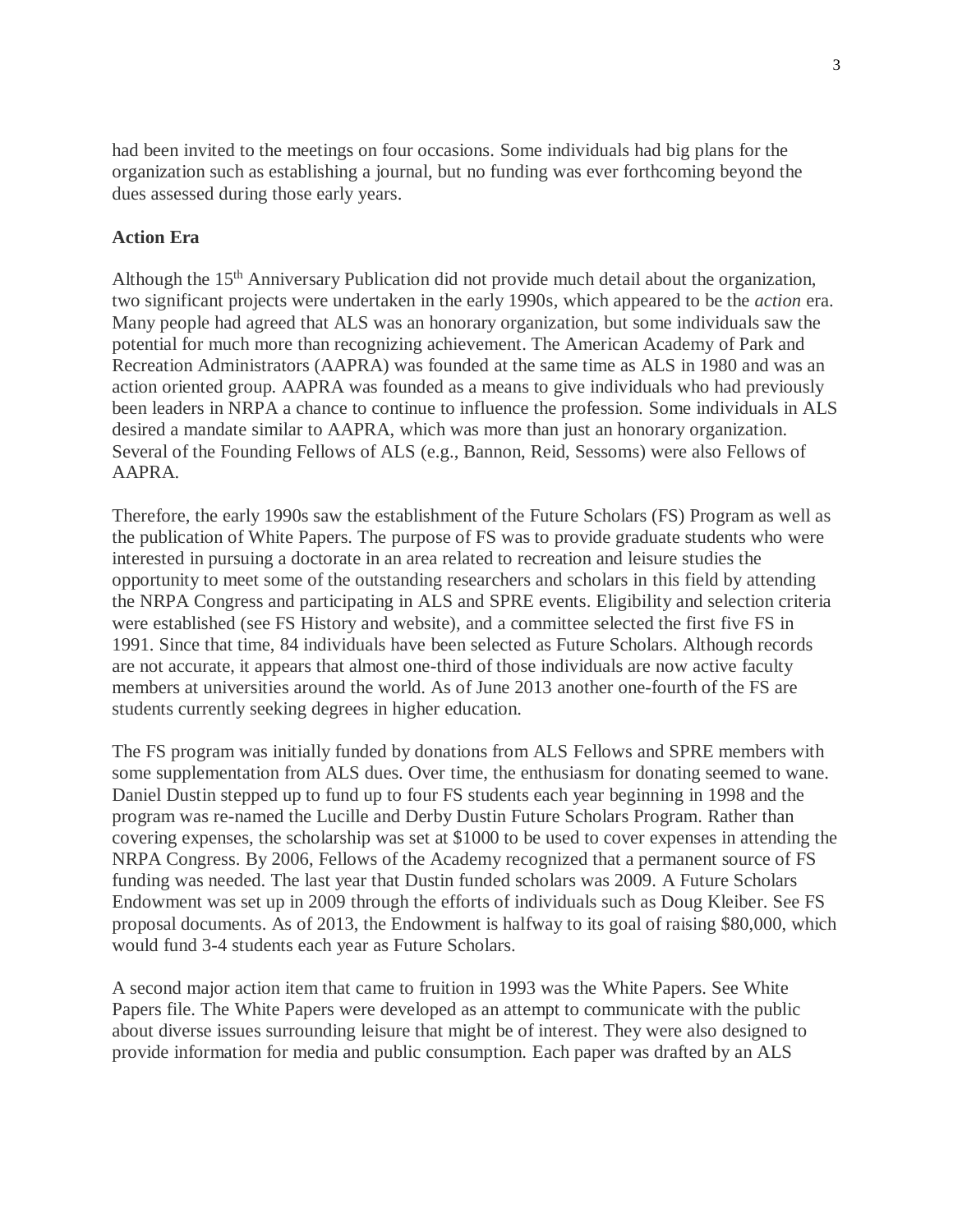had been invited to the meetings on four occasions. Some individuals had big plans for the organization such as establishing a journal, but no funding was ever forthcoming beyond the dues assessed during those early years.

**Action Era**

Although the 15th Anniversary Publication did not provide much detail about the organization, two significant projects were undertaken in the early 1990s, which appeared to be the *action* era. Many people had agreed that ALS was an honorary organization, but some individuals saw the potential for much more than recognizing achievement. The American Academy of Park and Recreation Administrators (AAPRA) was founded at the same time as ALS in 1980 and was an action oriented group. AAPRA was founded as a means to give individuals who had previously been leaders in NRPA a chance to continue to influence the profession. Some individuals in ALS desired a mandate similar to AAPRA, which was more than just an honorary organization. Several of the Founding Fellows of ALS (e.g., Bannon, Reid, Sessoms) were also Fellows of AAPRA.

Therefore, the early 1990s saw the establishment of the Future Scholars (FS) Program as well as the publication of White Papers. The purpose of FS was to provide graduate students who were interested in pursuing a doctorate in an area related to recreation and leisure studies the opportunity to meet some of the outstanding researchers and scholars in this field by attending the NRPA Congress and participating in ALS and SPRE events. Eligibility and selection criteria were established (see FS History and website), and a committee selected the first five FS in 1991. Since that time, 84 individuals have been selected as Future Scholars. Although records are not accurate, it appears that almost one-third of those individuals are now active faculty members at universities around the world. As of June 2013 another one-fourth of the FS are students currently seeking degrees in higher education.

The FS program was initially funded by donations from ALS Fellows and SPRE members with some supplementation from ALS dues. Over time, the enthusiasm for donating seemed to wane. Daniel Dustin stepped up to fund up to four FS students each year beginning in 1998 and the program was re-named the Lucille and Derby Dustin Future Scholars Program. Rather than covering expenses, the scholarship was set at $1000 to be used to cover expenses in attending the NRPA Congress. By 2006, Fellows of the Academy recognized that a permanent source of FS funding was needed. The last year that Dustin funded scholars was 2009. A Future Scholars Endowment was set up in 2009 through the efforts of individuals such as Doug Kleiber. See FS proposal documents. As of 2013, the Endowment is halfway to its goal of raising $80,000, which would fund 3-4 students each year as Future Scholars.

A second major action item that came to fruition in 1993 was the White Papers. See White Papers file. The White Papers were developed as an attempt to communicate with the public about diverse issues surrounding leisure that might be of interest. They were also designed to provide information for media and public consumption. Each paper was drafted by an ALS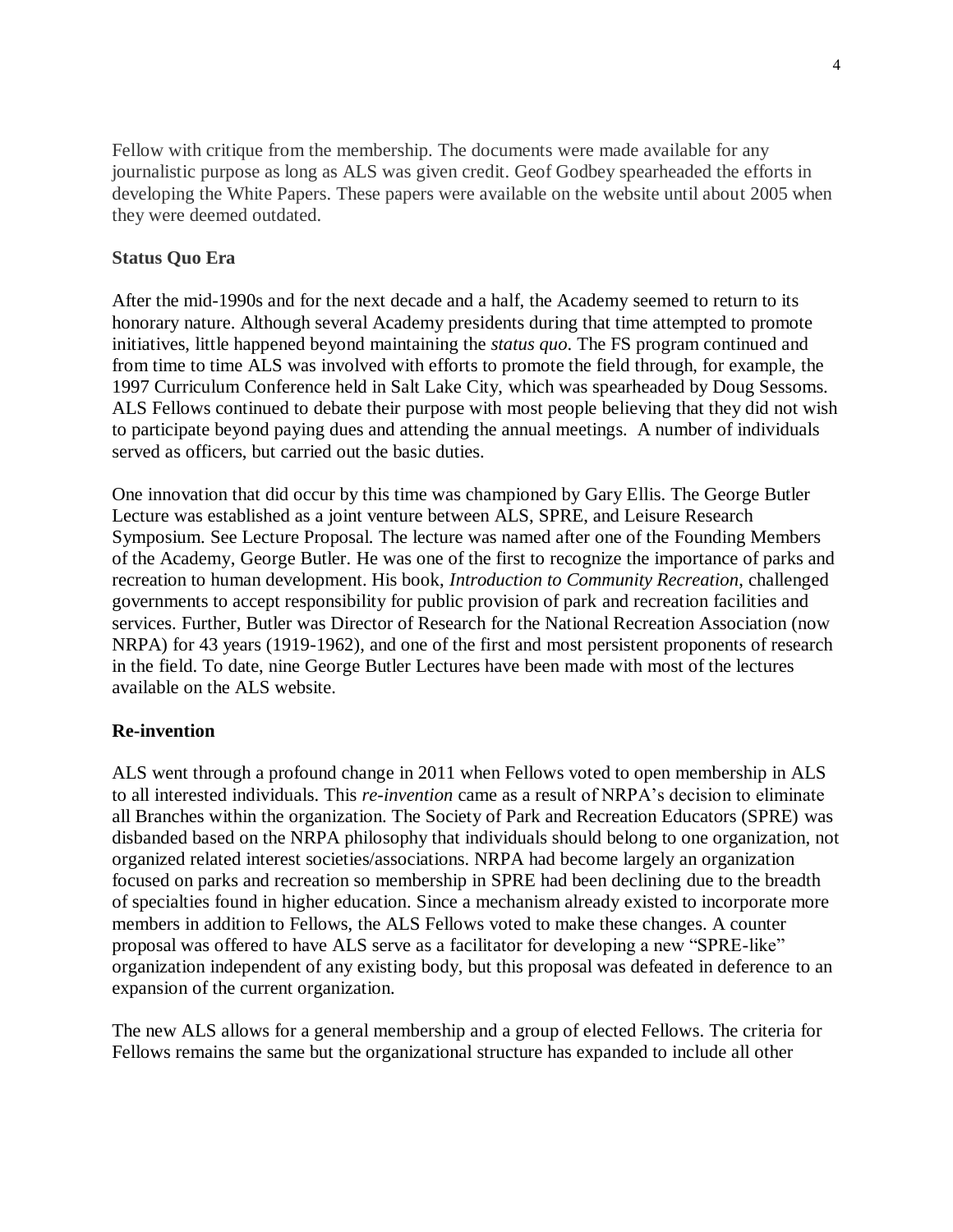Fellow with critique from the membership. The documents were made available for any journalistic purpose as long as ALS was given credit. Geof Godbey spearheaded the efforts in developing the White Papers. These papers were available on the website until about 2005 when they were deemed outdated.

### Status Quo Era

After the mid-1990s and for the next decade and a half, the Academy seemed to return to its honorary nature. Although several Academy presidents during that time attempted to promote initiatives, little happened beyond maintaining the *status quo*. The FS program continued and from time to time ALS was involved with efforts to promote the field through, for example, the 1997 Curriculum Conference held in Salt Lake City, which was spearheaded by Doug Sessoms. ALS Fellows continued to debate their purpose with most people believing that they did not wish to participate beyond paying dues and attending the annual meetings. A number of individuals served as officers, but carried out the basic duties.

One innovation that did occur by this time was championed by Gary Ellis. The George Butler Lecture was established as a joint venture between ALS, SPRE, and Leisure Research Symposium. See Lecture Proposal. The lecture was named after one of the Founding Members of the Academy, George Butler. He was one of the first to recognize the importance of parks and recreation to human development. His book, *Introduction to Community Recreation*, challenged governments to accept responsibility for public provision of park and recreation facilities and services. Further, Butler was Director of Research for the National Recreation Association (now NRPA) for 43 years (1919-1962), and one of the first and most persistent proponents of research in the field. To date, nine George Butler Lectures have been made with most of the lectures available on the ALS website.

### Re-invention

ALS went through a profound change in 2011 when Fellows voted to open membership in ALS to all interested individuals. This *re-invention* came as a result of NRPA's decision to eliminate all Branches within the organization. The Society of Park and Recreation Educators (SPRE) was disbanded based on the NRPA philosophy that individuals should belong to one organization, not organized related interest societies/associations. NRPA had become largely an organization focused on parks and recreation so membership in SPRE had been declining due to the breadth of specialties found in higher education. Since a mechanism already existed to incorporate more members in addition to Fellows, the ALS Fellows voted to make these changes. A counter proposal was offered to have ALS serve as a facilitator for developing a new "SPRE-like" organization independent of any existing body, but this proposal was defeated in deference to an expansion of the current organization.

The new ALS allows for a general membership and a group of elected Fellows. The criteria for Fellows remains the same but the organizational structure has expanded to include all other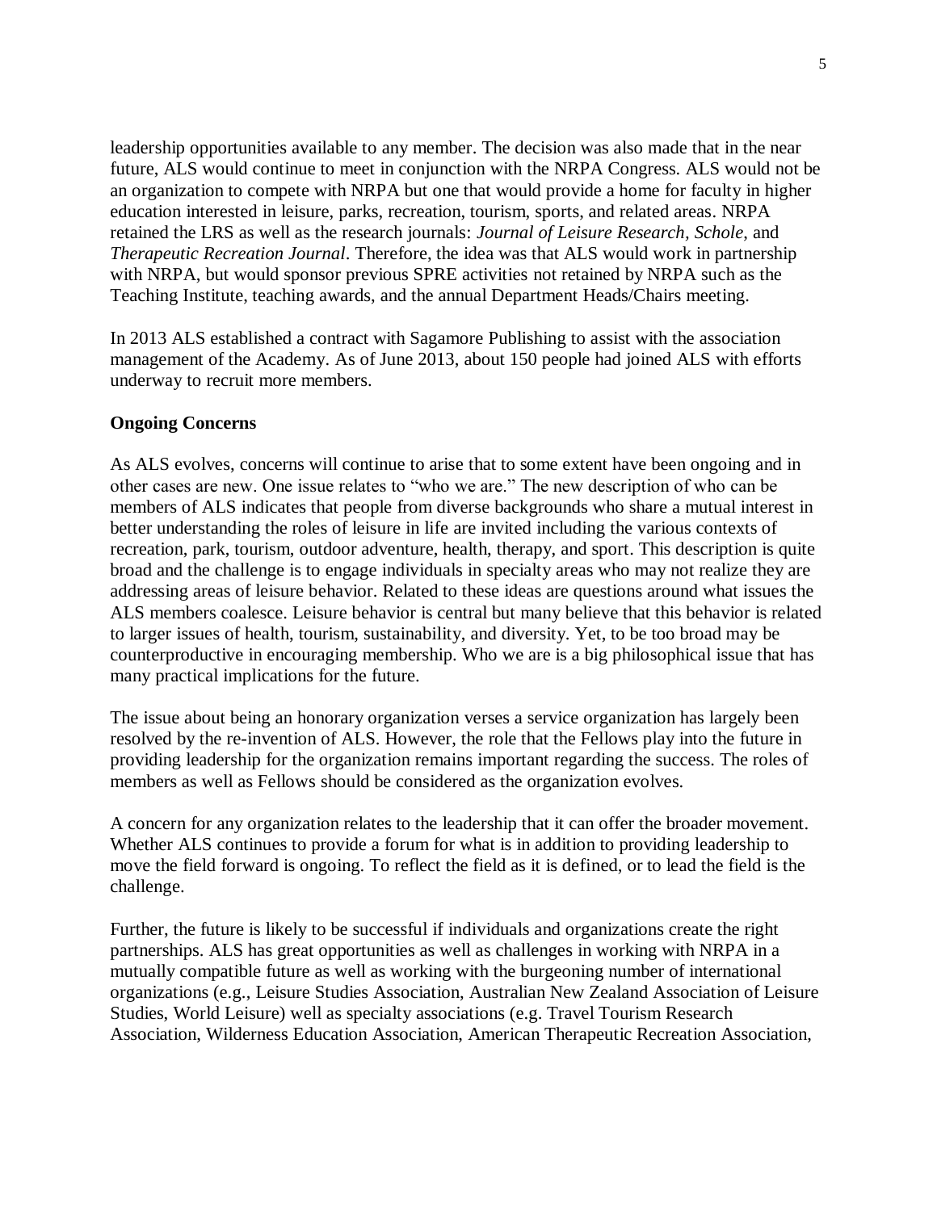leadership opportunities available to any member. The decision was also made that in the near future, ALS would continue to meet in conjunction with the NRPA Congress. ALS would not be an organization to compete with NRPA but one that would provide a home for faculty in higher education interested in leisure, parks, recreation, tourism, sports, and related areas. NRPA retained the LRS as well as the research journals: *Journal of Leisure Research*, *Schole*, and *Therapeutic Recreation Journal*. Therefore, the idea was that ALS would work in partnership with NRPA, but would sponsor previous SPRE activities not retained by NRPA such as the Teaching Institute, teaching awards, and the annual Department Heads/Chairs meeting.

In 2013 ALS established a contract with Sagamore Publishing to assist with the association management of the Academy. As of June 2013, about 150 people had joined ALS with efforts underway to recruit more members.

**Ongoing Concerns**

As ALS evolves, concerns will continue to arise that to some extent have been ongoing and in other cases are new. One issue relates to "who we are." The new description of who can be members of ALS indicates that people from diverse backgrounds who share a mutual interest in better understanding the roles of leisure in life are invited including the various contexts of recreation, park, tourism, outdoor adventure, health, therapy, and sport. This description is quite broad and the challenge is to engage individuals in specialty areas who may not realize they are addressing areas of leisure behavior. Related to these ideas are questions around what issues the ALS members coalesce. Leisure behavior is central but many believe that this behavior is related to larger issues of health, tourism, sustainability, and diversity. Yet, to be too broad may be counterproductive in encouraging membership. Who we are is a big philosophical issue that has many practical implications for the future.

The issue about being an honorary organization verses a service organization has largely been resolved by the re-invention of ALS. However, the role that the Fellows play into the future in providing leadership for the organization remains important regarding the success. The roles of members as well as Fellows should be considered as the organization evolves.

A concern for any organization relates to the leadership that it can offer the broader movement. Whether ALS continues to provide a forum for what is in addition to providing leadership to move the field forward is ongoing. To reflect the field as it is defined, or to lead the field is the challenge.

Further, the future is likely to be successful if individuals and organizations create the right partnerships. ALS has great opportunities as well as challenges in working with NRPA in a mutually compatible future as well as working with the burgeoning number of international organizations (e.g., Leisure Studies Association, Australian New Zealand Association of Leisure Studies, World Leisure) well as specialty associations (e.g. Travel Tourism Research Association, Wilderness Education Association, American Therapeutic Recreation Association,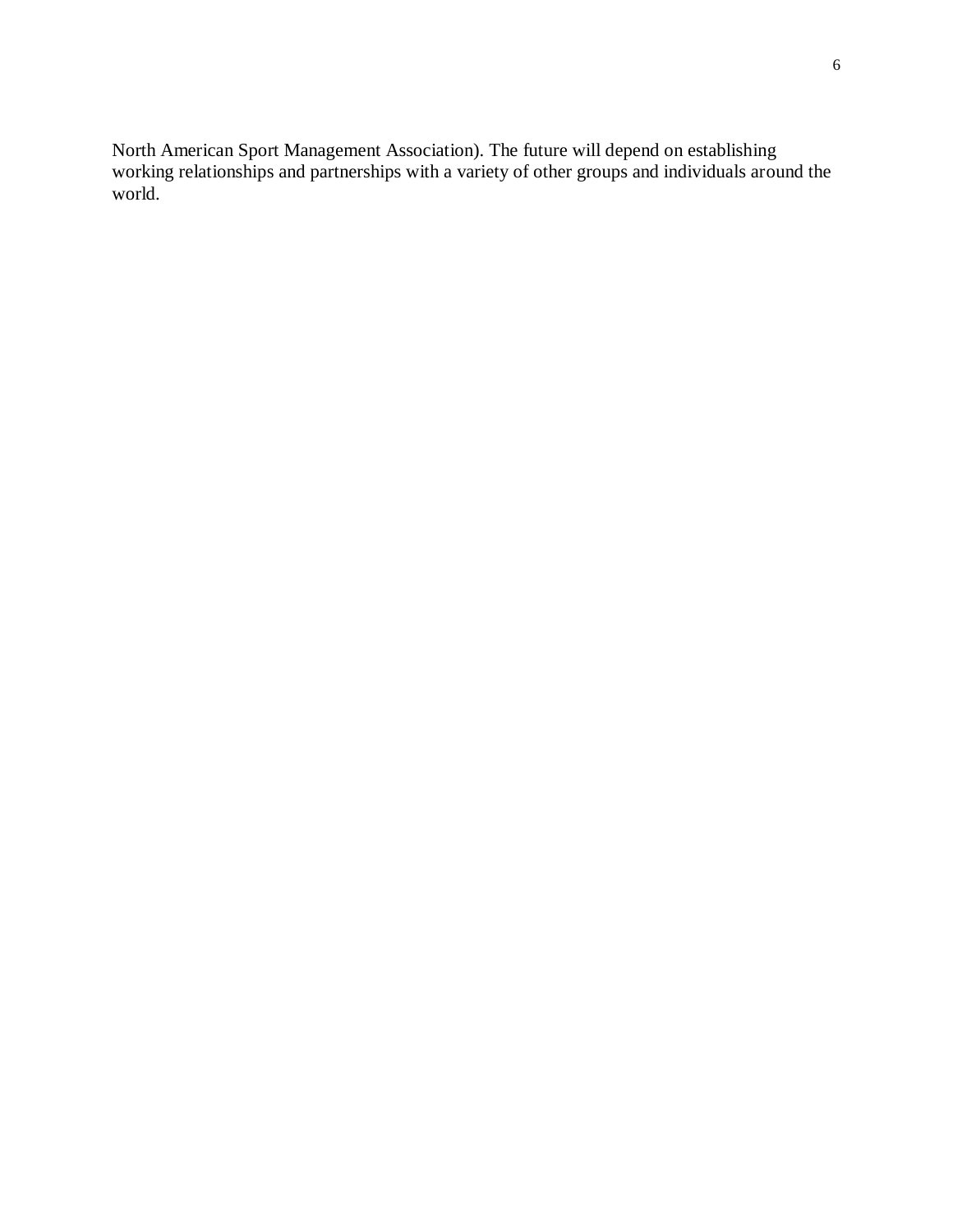North American Sport Management Association). The future will depend on establishing working relationships and partnerships with a variety of other groups and individuals around the world.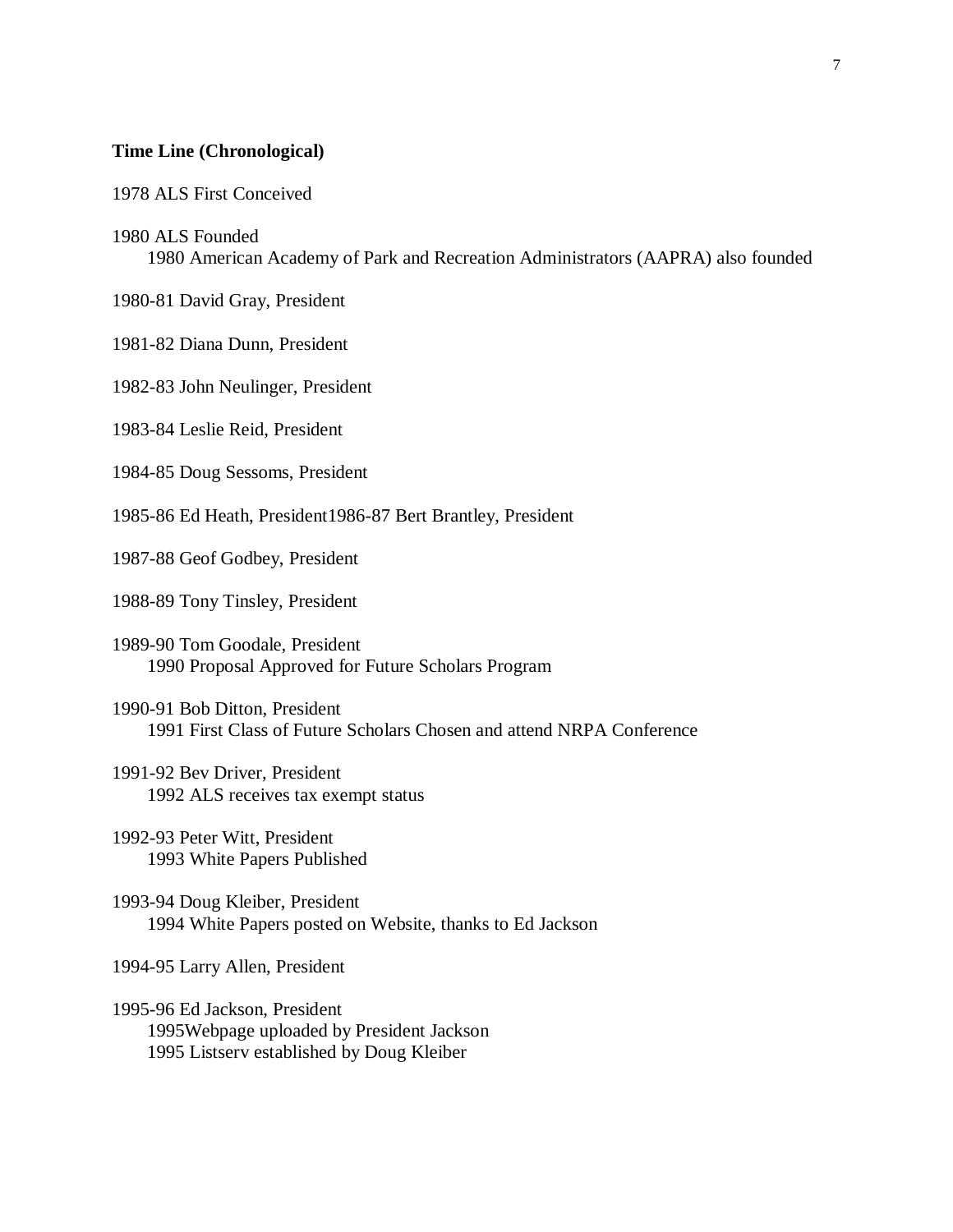**Time Line (Chronological)**

1978 ALS First Conceived

1980 ALS Founded
    1980 American Academy of Park and Recreation Administrators (AAPRA) also founded

1980-81 David Gray, President

1981-82 Diana Dunn, President

1982-83 John Neulinger, President

1983-84 Leslie Reid, President

1984-85 Doug Sessoms, President

1985-86 Ed Heath, President1986-87 Bert Brantley, President

1987-88 Geof Godbey, President

1988-89 Tony Tinsley, President

1989-90 Tom Goodale, President
    1990 Proposal Approved for Future Scholars Program

1990-91 Bob Ditton, President
    1991 First Class of Future Scholars Chosen and attend NRPA Conference

1991-92 Bev Driver, President
    1992 ALS receives tax exempt status

1992-93 Peter Witt, President
    1993 White Papers Published

1993-94 Doug Kleiber, President
    1994 White Papers posted on Website, thanks to Ed Jackson

1994-95 Larry Allen, President

1995-96 Ed Jackson, President
    1995Webpage uploaded by President Jackson
    1995 Listserv established by Doug Kleiber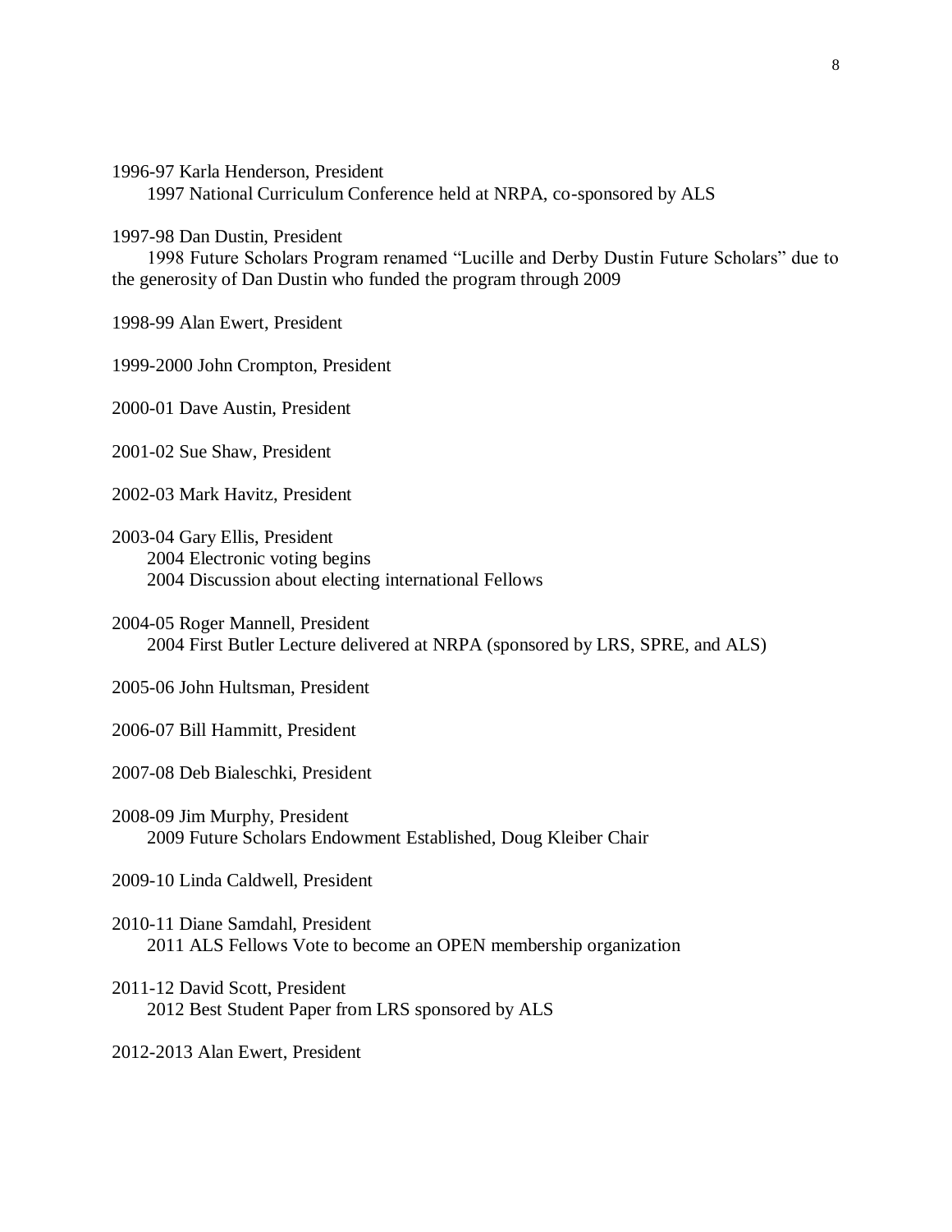1996-97 Karla Henderson, President

1997 National Curriculum Conference held at NRPA, co-sponsored by ALS

1997-98 Dan Dustin, President

1998 Future Scholars Program renamed "Lucille and Derby Dustin Future Scholars" due to the generosity of Dan Dustin who funded the program through 2009

1998-99 Alan Ewert, President

1999-2000 John Crompton, President

2000-01 Dave Austin, President

2001-02 Sue Shaw, President

2002-03 Mark Havitz, President

2003-04 Gary Ellis, President

2004 Electronic voting begins

2004 Discussion about electing international Fellows

2004-05 Roger Mannell, President

2004 First Butler Lecture delivered at NRPA (sponsored by LRS, SPRE, and ALS)

2005-06 John Hultsman, President

2006-07 Bill Hammitt, President

2007-08 Deb Bialeschki, President

2008-09 Jim Murphy, President

2009 Future Scholars Endowment Established, Doug Kleiber Chair

2009-10 Linda Caldwell, President

2010-11 Diane Samdahl, President

2011 ALS Fellows Vote to become an OPEN membership organization

2011-12 David Scott, President

2012 Best Student Paper from LRS sponsored by ALS

2012-2013 Alan Ewert, President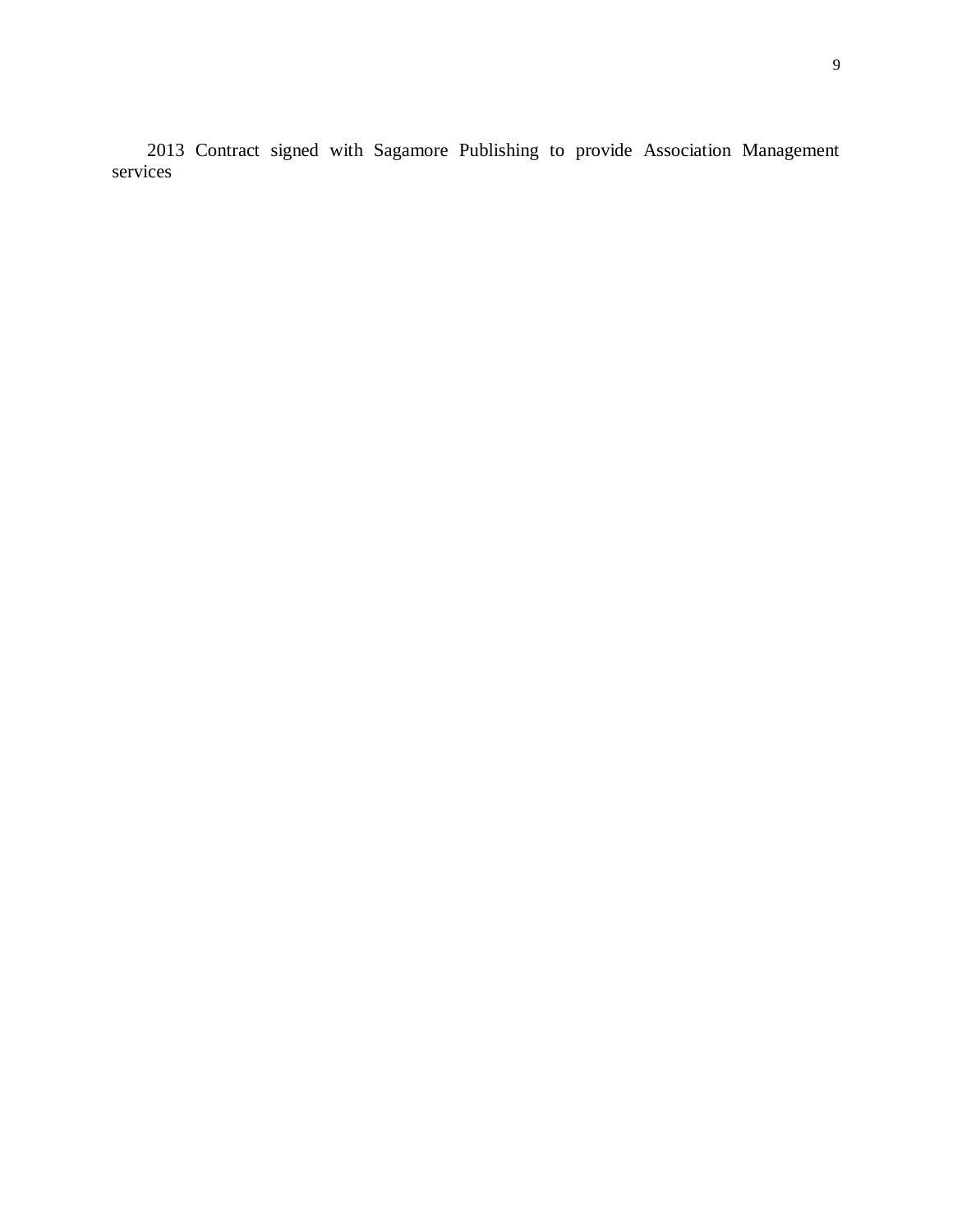2013 Contract signed with Sagamore Publishing to provide Association Management services